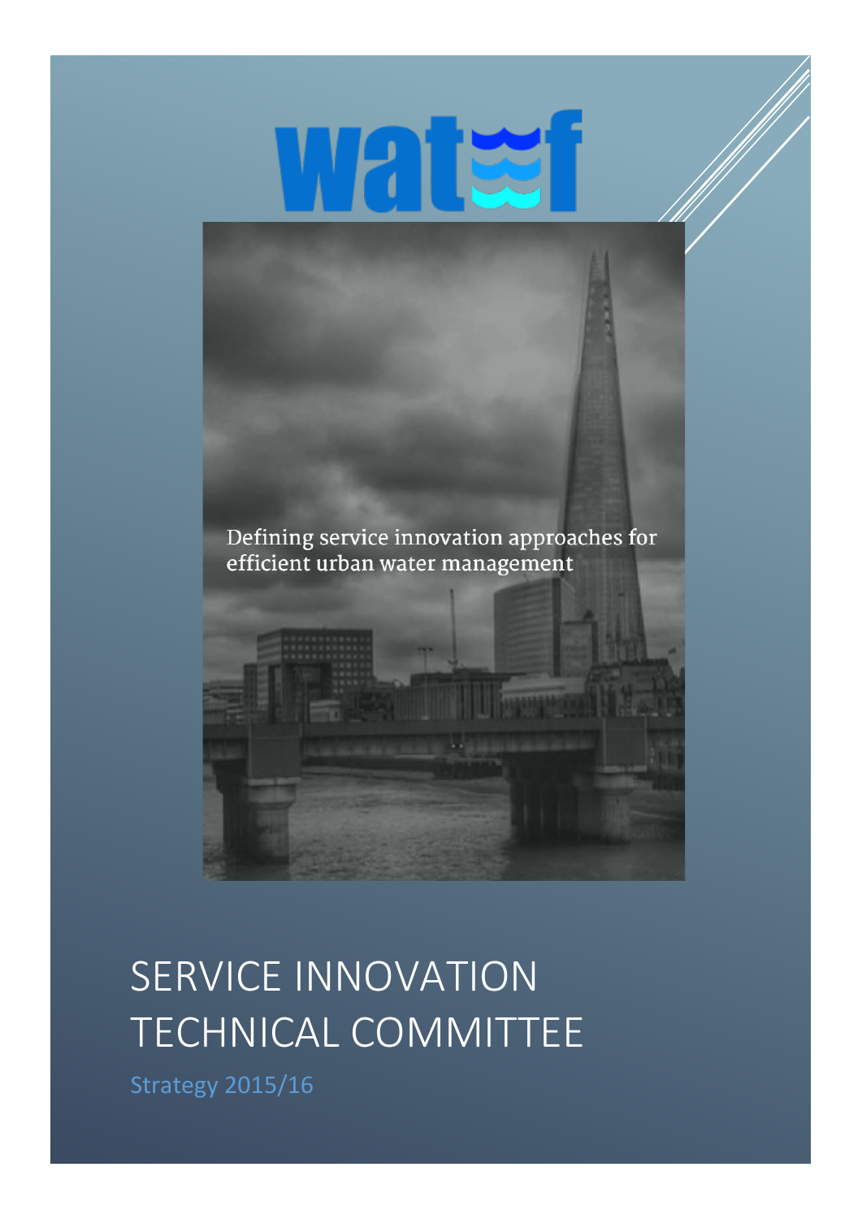watef

Defining service innovation approaches for efficient urban water management

# SERVICE INNOVATION TECHNICAL COMMITTEE

Strategy 2015/16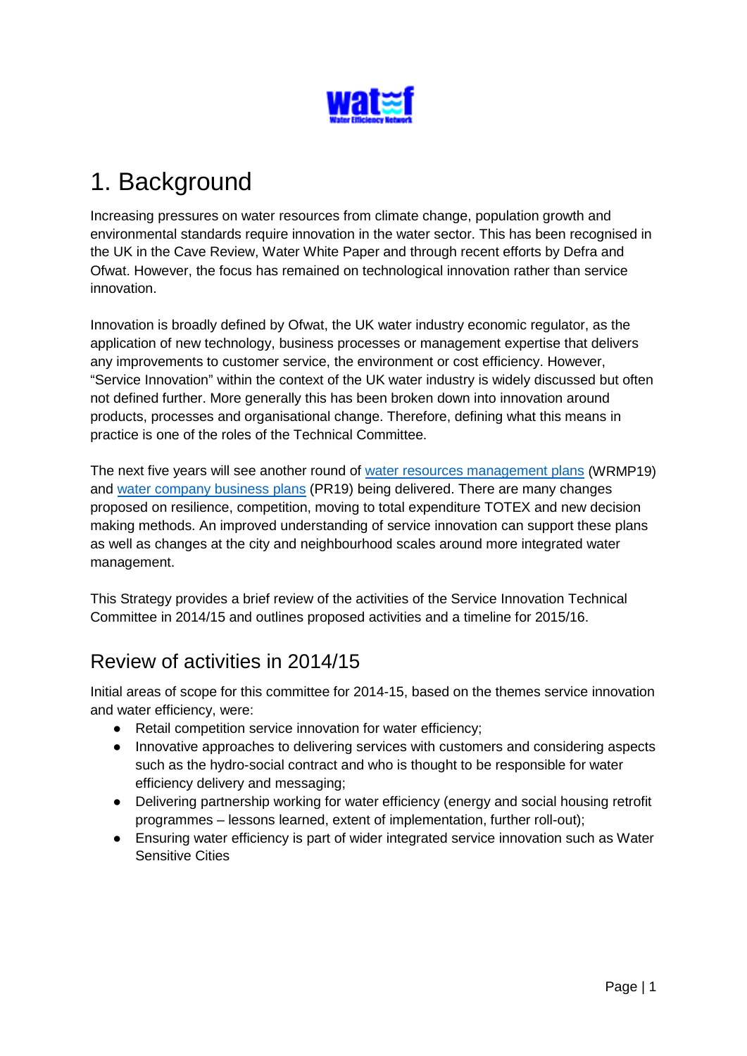# 1. Background

Increasing pressures on water resources from climate change, population growth and environmental standards require innovation in the water sector. This has been recognised in the UK in the Cave Review, Water White Paper and through recent efforts by Defra and Ofwat. However, the focus has remained on technological innovation rather than service innovation.

Innovation is broadly defined by Ofwat, the UK water industry economic regulator, as the application of new technology, business processes or management expertise that delivers any improvements to customer service, the environment or cost efficiency. However, "Service Innovation" within the context of the UK water industry is widely discussed but often not defined further. More generally this has been broken down into innovation around products, processes and organisational change. Therefore, defining what this means in practice is one of the roles of the Technical Committee.

The next five years will see another round of water resources management plans (WRMP19) and water company business plans (PR19) being delivered. There are many changes proposed on resilience, competition, moving to total expenditure TOTEX and new decision making methods. An improved understanding of service innovation can support these plans as well as changes at the city and neighbourhood scales around more integrated water management.

This Strategy provides a brief review of the activities of the Service Innovation Technical Committee in 2014/15 and outlines proposed activities and a timeline for 2015/16.

## Review of activities in 2014/15

Initial areas of scope for this committee for 2014-15, based on the themes service innovation and water efficiency, were:

- Retail competition service innovation for water efficiency;
- Innovative approaches to delivering services with customers and considering aspects such as the hydro-social contract and who is thought to be responsible for water efficiency delivery and messaging;
- Delivering partnership working for water efficiency (energy and social housing retrofit programmes – lessons learned, extent of implementation, further roll-out);
- Ensuring water efficiency is part of wider integrated service innovation such as Water Sensitive Cities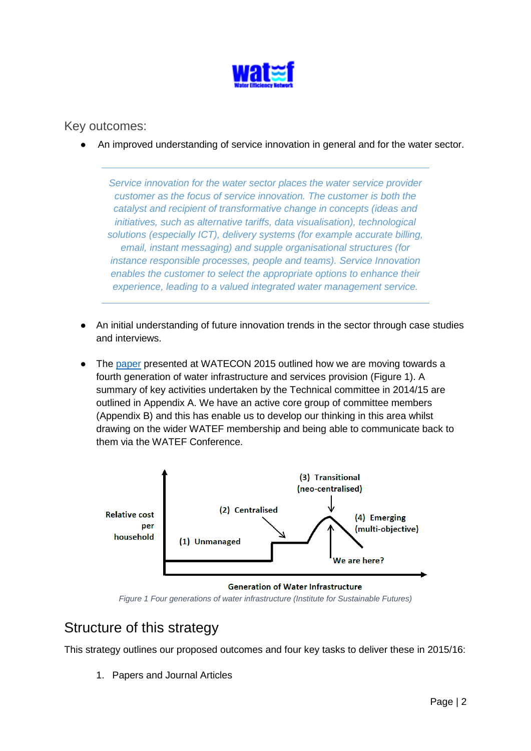## Key outcomes:

- An improved understanding of service innovation in general and for the water sector.

---

*Service innovation for the water sector places the water service provider customer as the focus of service innovation. The customer is both the catalyst and recipient of transformative change in concepts (ideas and initiatives, such as alternative tariffs, data visualisation), technological solutions (especially ICT), delivery systems (for example accurate billing, email, instant messaging) and supple organisational structures (for instance responsible processes, people and teams). Service Innovation enables the customer to select the appropriate options to enhance their experience, leading to a valued integrated water management service.*

---

- An initial understanding of future innovation trends in the sector through case studies and interviews.

- The [paper](paper) presented at WATECON 2015 outlined how we are moving towards a fourth generation of water infrastructure and services provision (Figure 1). A summary of key activities undertaken by the Technical committee in 2014/15 are outlined in Appendix A. We have an active core group of committee members (Appendix B) and this has enable us to develop our thinking in this area whilst drawing on the wider WATEF membership and being able to communicate back to them via the WATEF Conference.

*Figure 1 Four generations of water infrastructure (Institute for Sustainable Futures)*

## Structure of this strategy

This strategy outlines our proposed outcomes and four key tasks to deliver these in 2015/16:

1. Papers and Journal Articles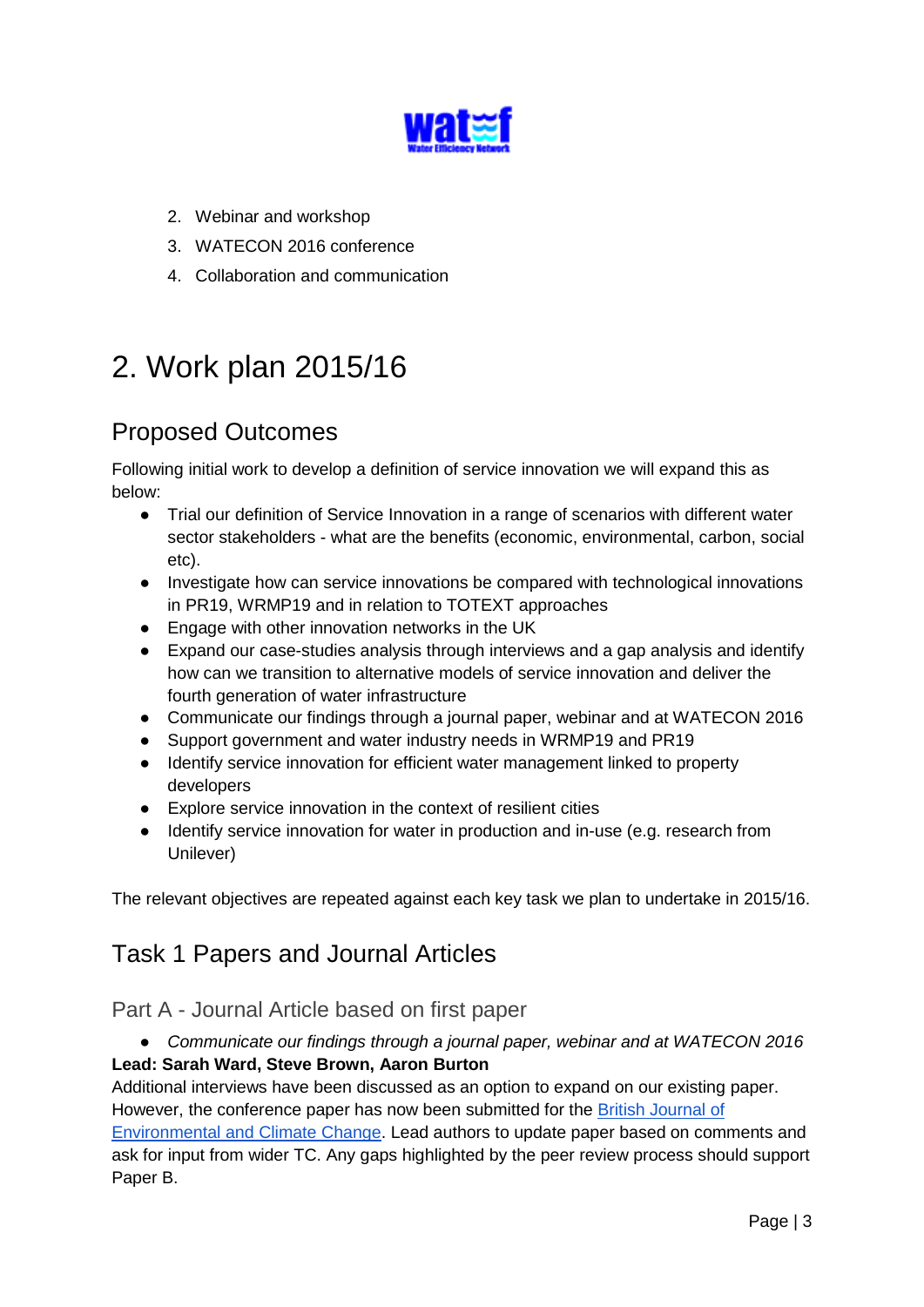2. Webinar and workshop
3. WATECON 2016 conference
4. Collaboration and communication

# 2. Work plan 2015/16

## Proposed Outcomes

Following initial work to develop a definition of service innovation we will expand this as below:

- Trial our definition of Service Innovation in a range of scenarios with different water sector stakeholders - what are the benefits (economic, environmental, carbon, social etc).
- Investigate how can service innovations be compared with technological innovations in PR19, WRMP19 and in relation to TOTEXT approaches
- Engage with other innovation networks in the UK
- Expand our case-studies analysis through interviews and a gap analysis and identify how can we transition to alternative models of service innovation and deliver the fourth generation of water infrastructure
- Communicate our findings through a journal paper, webinar and at WATECON 2016
- Support government and water industry needs in WRMP19 and PR19
- Identify service innovation for efficient water management linked to property developers
- Explore service innovation in the context of resilient cities
- Identify service innovation for water in production and in-use (e.g. research from Unilever)

The relevant objectives are repeated against each key task we plan to undertake in 2015/16.

## Task 1 Papers and Journal Articles

### Part A - Journal Article based on first paper

- *Communicate our findings through a journal paper, webinar and at WATECON 2016*

**Lead: Sarah Ward, Steve Brown, Aaron Burton**

Additional interviews have been discussed as an option to expand on our existing paper. However, the conference paper has now been submitted for the British Journal of Environmental and Climate Change. Lead authors to update paper based on comments and ask for input from wider TC. Any gaps highlighted by the peer review process should support Paper B.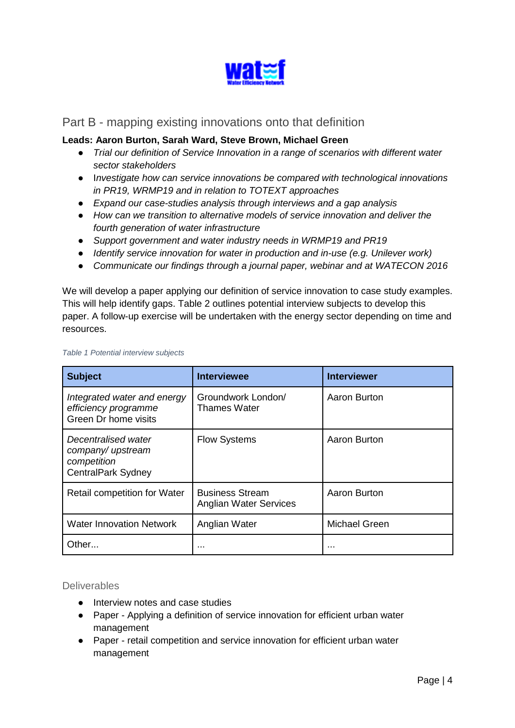## Part B - mapping existing innovations onto that definition

**Leads: Aaron Burton, Sarah Ward, Steve Brown, Michael Green**

- *Trial our definition of Service Innovation in a range of scenarios with different water sector stakeholders*
- I*nvestigate how can service innovations be compared with technological innovations in PR19, WRMP19 and in relation to TOTEXT approaches*
- *Expand our case-studies analysis through interviews and a gap analysis*
- *How can we transition to alternative models of service innovation and deliver the fourth generation of water infrastructure*
- *Support government and water industry needs in WRMP19 and PR19*
- *Identify service innovation for water in production and in-use (e.g. Unilever work)*
- *Communicate our findings through a journal paper, webinar and at WATECON 2016*

We will develop a paper applying our definition of service innovation to case study examples. This will help identify gaps. Table 2 outlines potential interview subjects to develop this paper. A follow-up exercise will be undertaken with the energy sector depending on time and resources.

*Table 1 Potential interview subjects*

| Subject | Interviewee | Interviewer |
|---|---|---|
| *Integrated water and energy efficiency programme* Green Dr home visits | Groundwork London/ Thames Water | Aaron Burton |
| *Decentralised water company/ upstream competition* CentralPark Sydney | Flow Systems | Aaron Burton |
| Retail competition for Water | Business Stream Anglian Water Services | Aaron Burton |
| Water Innovation Network | Anglian Water | Michael Green |
| Other... | ... | ... |

### Deliverables

- Interview notes and case studies
- Paper - Applying a definition of service innovation for efficient urban water management
- Paper - retail competition and service innovation for efficient urban water management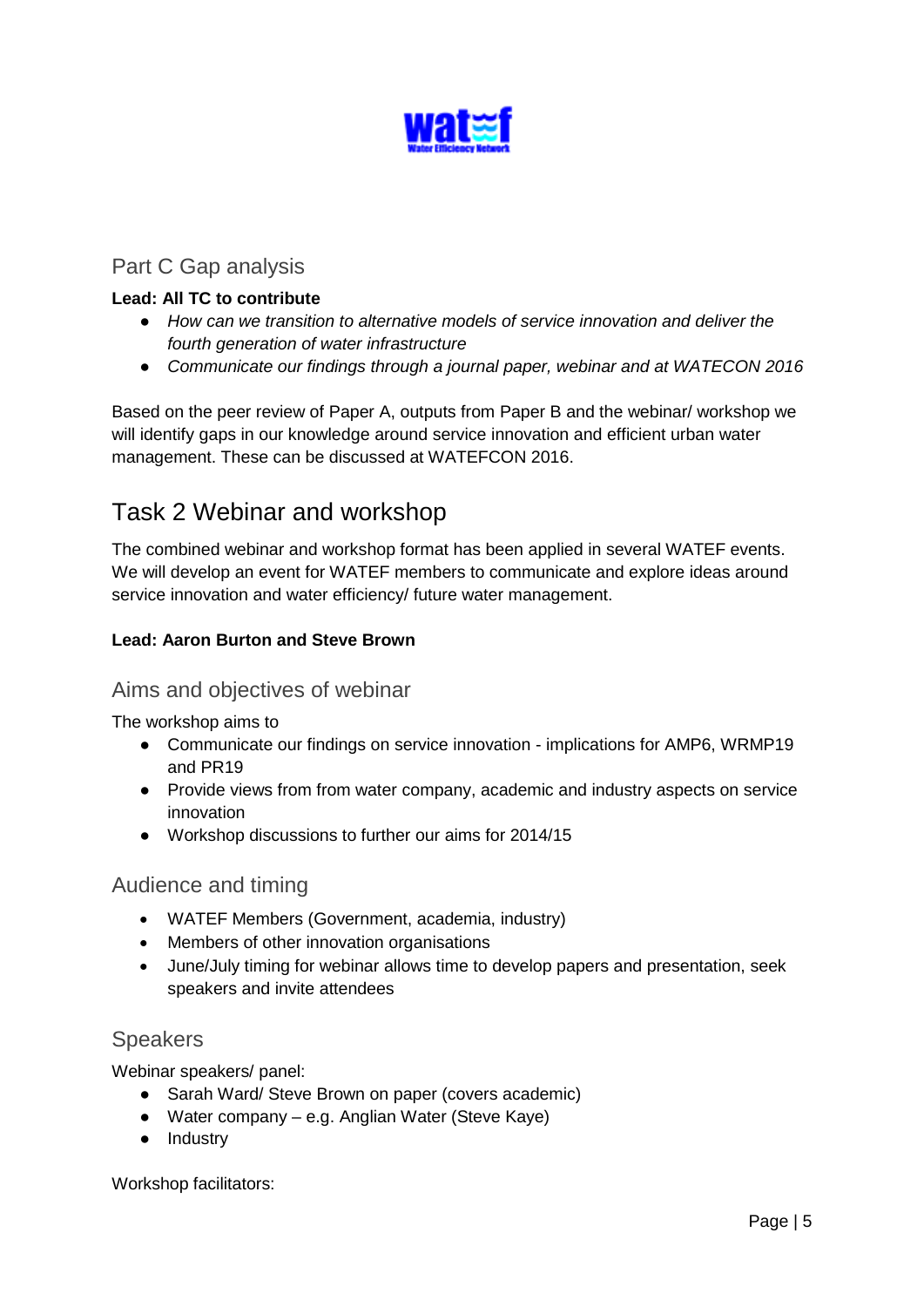## Part C Gap analysis

**Lead: All TC to contribute**

- *How can we transition to alternative models of service innovation and deliver the fourth generation of water infrastructure*
- *Communicate our findings through a journal paper, webinar and at WATECON 2016*

Based on the peer review of Paper A, outputs from Paper B and the webinar/ workshop we will identify gaps in our knowledge around service innovation and efficient urban water management. These can be discussed at WATEFCON 2016.

# Task 2 Webinar and workshop

The combined webinar and workshop format has been applied in several WATEF events. We will develop an event for WATEF members to communicate and explore ideas around service innovation and water efficiency/ future water management.

**Lead: Aaron Burton and Steve Brown**

## Aims and objectives of webinar

The workshop aims to

- Communicate our findings on service innovation - implications for AMP6, WRMP19 and PR19
- Provide views from from water company, academic and industry aspects on service innovation
- Workshop discussions to further our aims for 2014/15

## Audience and timing

- WATEF Members (Government, academia, industry)
- Members of other innovation organisations
- June/July timing for webinar allows time to develop papers and presentation, seek speakers and invite attendees

## Speakers

Webinar speakers/ panel:

- Sarah Ward/ Steve Brown on paper (covers academic)
- Water company – e.g. Anglian Water (Steve Kaye)
- Industry

Workshop facilitators: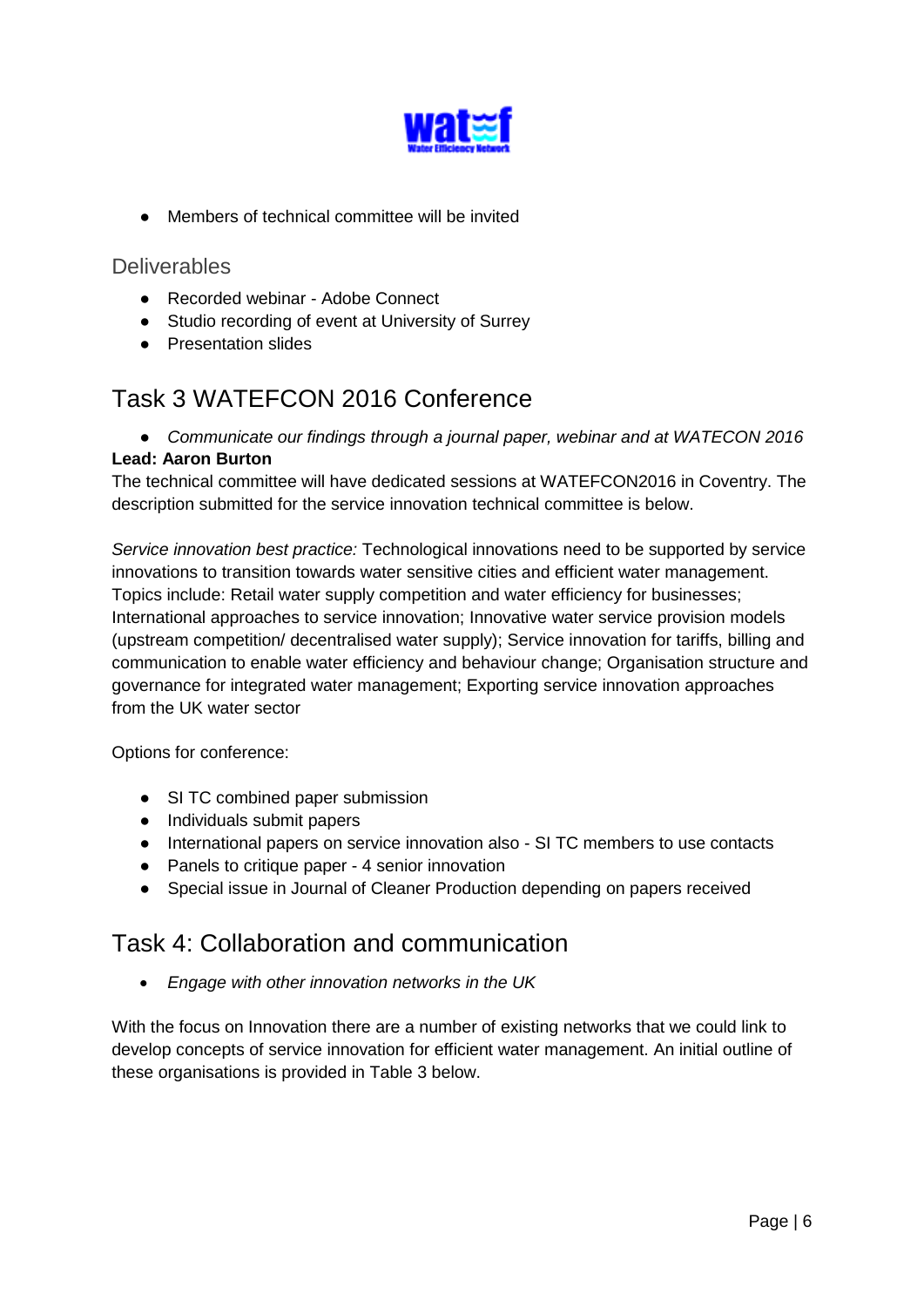- Members of technical committee will be invited

### Deliverables

- Recorded webinar - Adobe Connect
- Studio recording of event at University of Surrey
- Presentation slides

## Task 3 WATEFCON 2016 Conference

- *Communicate our findings through a journal paper, webinar and at WATECON 2016*

**Lead: Aaron Burton**

The technical committee will have dedicated sessions at WATEFCON2016 in Coventry. The description submitted for the service innovation technical committee is below.

*Service innovation best practice:* Technological innovations need to be supported by service innovations to transition towards water sensitive cities and efficient water management. Topics include: Retail water supply competition and water efficiency for businesses; International approaches to service innovation; Innovative water service provision models (upstream competition/ decentralised water supply); Service innovation for tariffs, billing and communication to enable water efficiency and behaviour change; Organisation structure and governance for integrated water management; Exporting service innovation approaches from the UK water sector

Options for conference:

- SI TC combined paper submission
- Individuals submit papers
- International papers on service innovation also - SI TC members to use contacts
- Panels to critique paper - 4 senior innovation
- Special issue in Journal of Cleaner Production depending on papers received

## Task 4: Collaboration and communication

- *Engage with other innovation networks in the UK*

With the focus on Innovation there are a number of existing networks that we could link to develop concepts of service innovation for efficient water management. An initial outline of these organisations is provided in Table 3 below.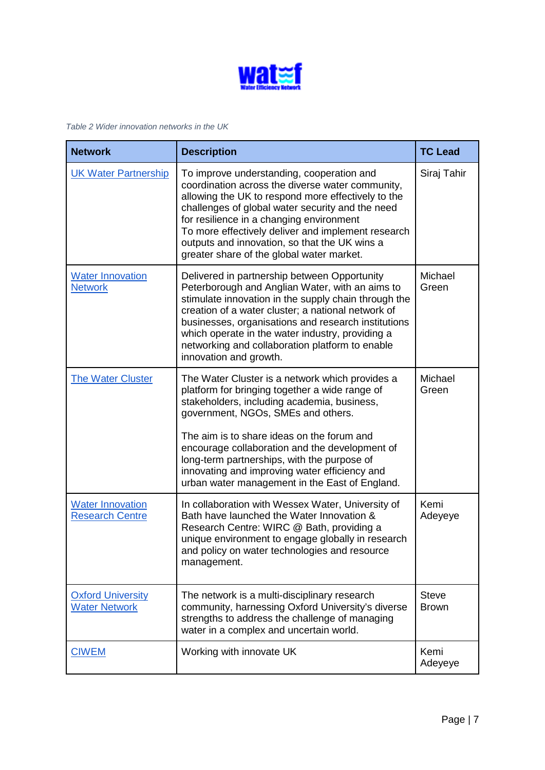*Table 2 Wider innovation networks in the UK*

| Network | Description | TC Lead |
|---|---|---|
| UK Water Partnership | To improve understanding, cooperation and coordination across the diverse water community, allowing the UK to respond more effectively to the challenges of global water security and the need for resilience in a changing environment<br>To more effectively deliver and implement research outputs and innovation, so that the UK wins a greater share of the global water market. | Siraj Tahir |
| Water Innovation Network | Delivered in partnership between Opportunity Peterborough and Anglian Water, with an aims to stimulate innovation in the supply chain through the creation of a water cluster; a national network of businesses, organisations and research institutions which operate in the water industry, providing a networking and collaboration platform to enable innovation and growth. | Michael Green |
| The Water Cluster | The Water Cluster is a network which provides a platform for bringing together a wide range of stakeholders, including academia, business, government, NGOs, SMEs and others.<br><br>The aim is to share ideas on the forum and encourage collaboration and the development of long-term partnerships, with the purpose of innovating and improving water efficiency and urban water management in the East of England. | Michael Green |
| Water Innovation Research Centre | In collaboration with Wessex Water, University of Bath have launched the Water Innovation & Research Centre: WIRC @ Bath, providing a unique environment to engage globally in research and policy on water technologies and resource management. | Kemi Adeyeye |
| Oxford University Water Network | The network is a multi-disciplinary research community, harnessing Oxford University's diverse strengths to address the challenge of managing water in a complex and uncertain world. | Steve Brown |
| CIWEM | Working with innovate UK | Kemi Adeyeye |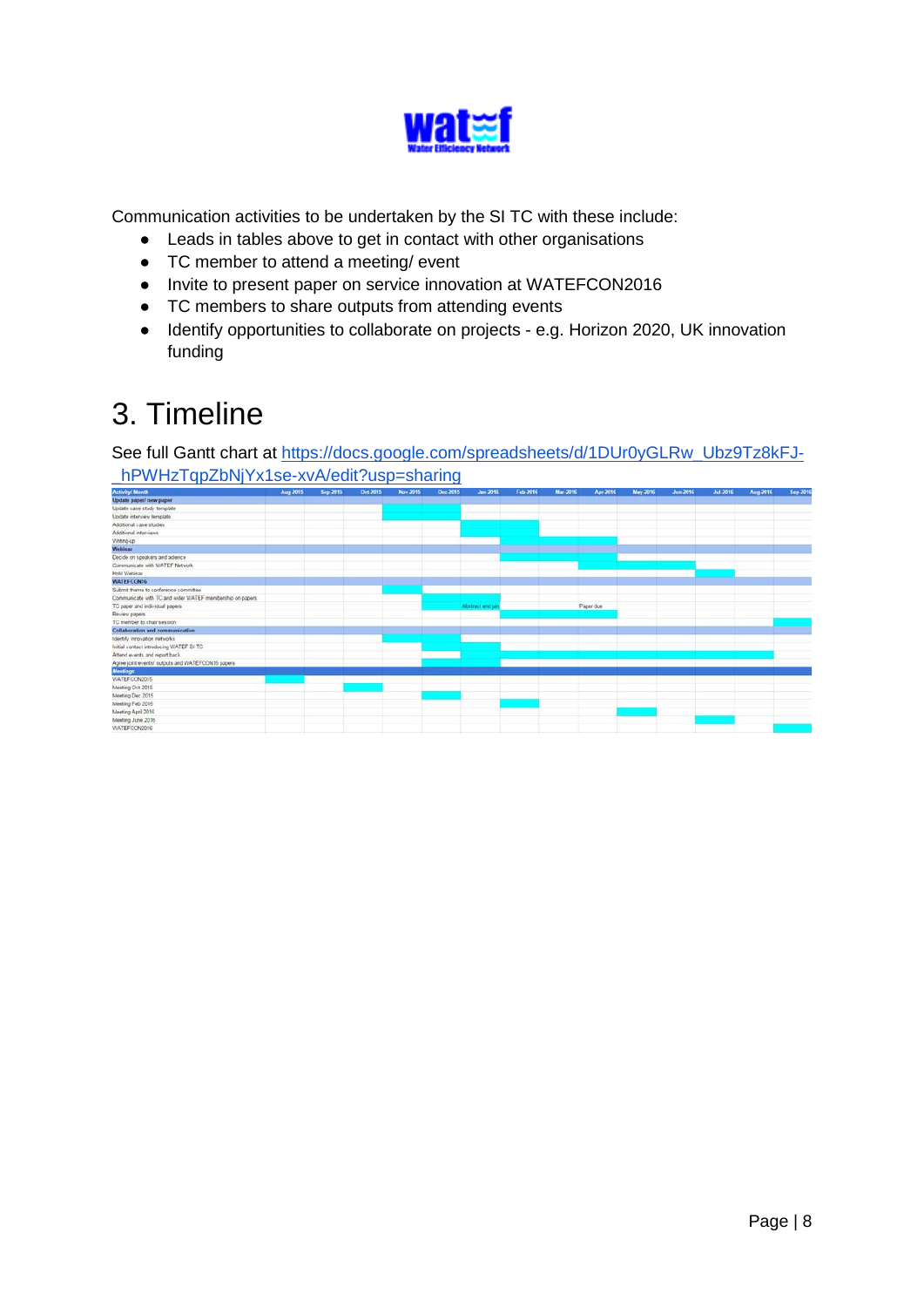Communication activities to be undertaken by the SI TC with these include:

- Leads in tables above to get in contact with other organisations
- TC member to attend a meeting/ event
- Invite to present paper on service innovation at WATEFCON2016
- TC members to share outputs from attending events
- Identify opportunities to collaborate on projects - e.g. Horizon 2020, UK innovation funding

# 3. Timeline

See full Gantt chart at https://docs.google.com/spreadsheets/d/1DUr0yGLRw_Ubz9Tz8kFJ-_hPWHzTqpZbNjYx1se-xvA/edit?usp=sharing

| Activity/ Month | Aug 2015 | Sep 2015 | Oct 2015 | Nov 2015 | Dec 2015 | Jan 2016 | Feb 2016 | Mar 2016 | Apr 2016 | May 2016 | Jun 2016 | Jul 2016 | Aug 2016 | Sep 2016 |
|---|---|---|---|---|---|---|---|---|---|---|---|---|---|---|
| **Update paper/ new paper** | | | | | | | | | | | | | | |
| Update case study template | | | | ■ | ■ | | | | | | | | | |
| Update interview template | | | | ■ | ■ | | | | | | | | | |
| Additional case studies | | | | | | ■ | ■ | | | | | | | |
| Additional interviews | | | | | | ■ | ■ | | | | | | | |
| Writing-up | | | | | | | ■ | ■ | ■ | | | | | |
| **Webinar** | | | | | | | | | | | | | | |
| Decide on speakers and adence | | | | | | | ■ | ■ | | | | | | |
| Communicate with WATEF Network | | | | | | | | | ■ | ■ | ■ | | | |
| Hold Webinar | | | | | | | | | | | | ■ | | |
| **WATEFCON16** | | | | | | | | | | | | | | |
| Submit theme to conference committee | | | | ■ | | | | | | | | | | |
| Communicate with TC and wider WATEF membership on papers | | | | | ■ | ■ | | | | | | | | |
| TC paper and individual papers | | | | | ■ | Abstract end jan | | | Paper due | | | | | |
| Review papers | | | | | | | ■ | ■ | ■ | | | | | |
| TC member to chair session | | | | | | | | | | | | | | ■ |
| **Collaboration and communication** | | | | | | | | | | | | | | |
| Identify innovation networks | | | | ■ | ■ | | | | | | | | | |
| Initial contact introducing WATEF SI TC | | | | | ■ | ■ | | | | | | | | |
| Attend events and report back | | | | | | ■ | ■ | ■ | ■ | ■ | ■ | ■ | ■ | |
| Agree joint events/ outputs and WATEFCON16 papers | | | | | ■ | ■ | | | | | | | | |
| **Meetings** | | | | | | | | | | | | | | |
| WATEFCON2015 | ■ | | | | | | | | | | | | | |
| Meeting Oct 2015 | | | ■ | | | | | | | | | | | |
| Meeting Dec 2015 | | | | | ■ | | | | | | | | | |
| Meeting Feb 2016 | | | | | | | ■ | | | | | | | |
| Meeting April 2016 | | | | | | | | | | ■ | | | | |
| Meeting June 2016 | | | | | | | | | | | | ■ | | |
| WATEFCON2016 | | | | | | | | | | | | | | ■ |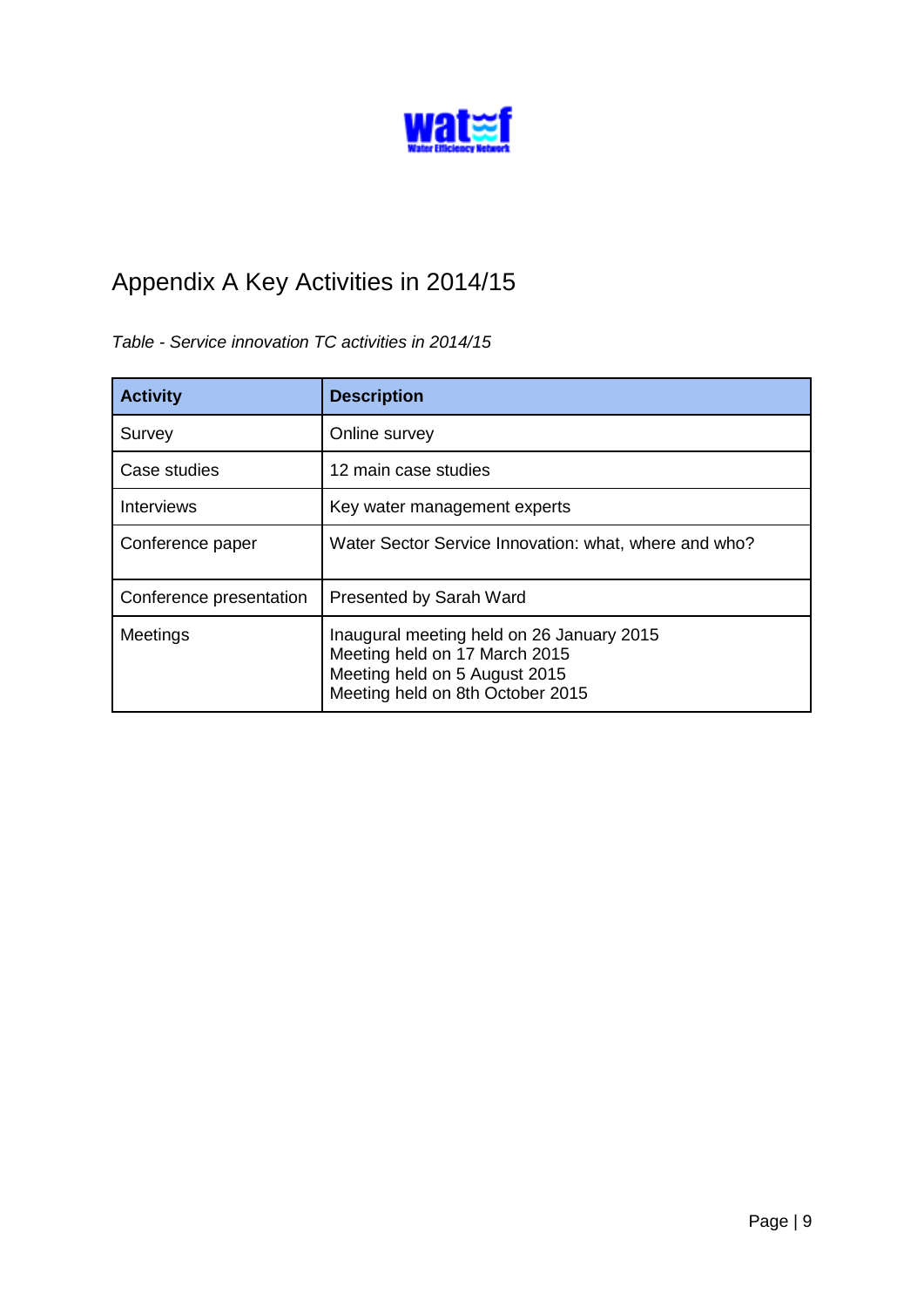# Appendix A Key Activities in 2014/15

*Table - Service innovation TC activities in 2014/15*

| Activity | Description |
|---|---|
| Survey | Online survey |
| Case studies | 12 main case studies |
| Interviews | Key water management experts |
| Conference paper | Water Sector Service Innovation: what, where and who? |
| Conference presentation | Presented by Sarah Ward |
| Meetings | Inaugural meeting held on 26 January 2015<br>Meeting held on 17 March 2015<br>Meeting held on 5 August 2015<br>Meeting held on 8th October 2015 |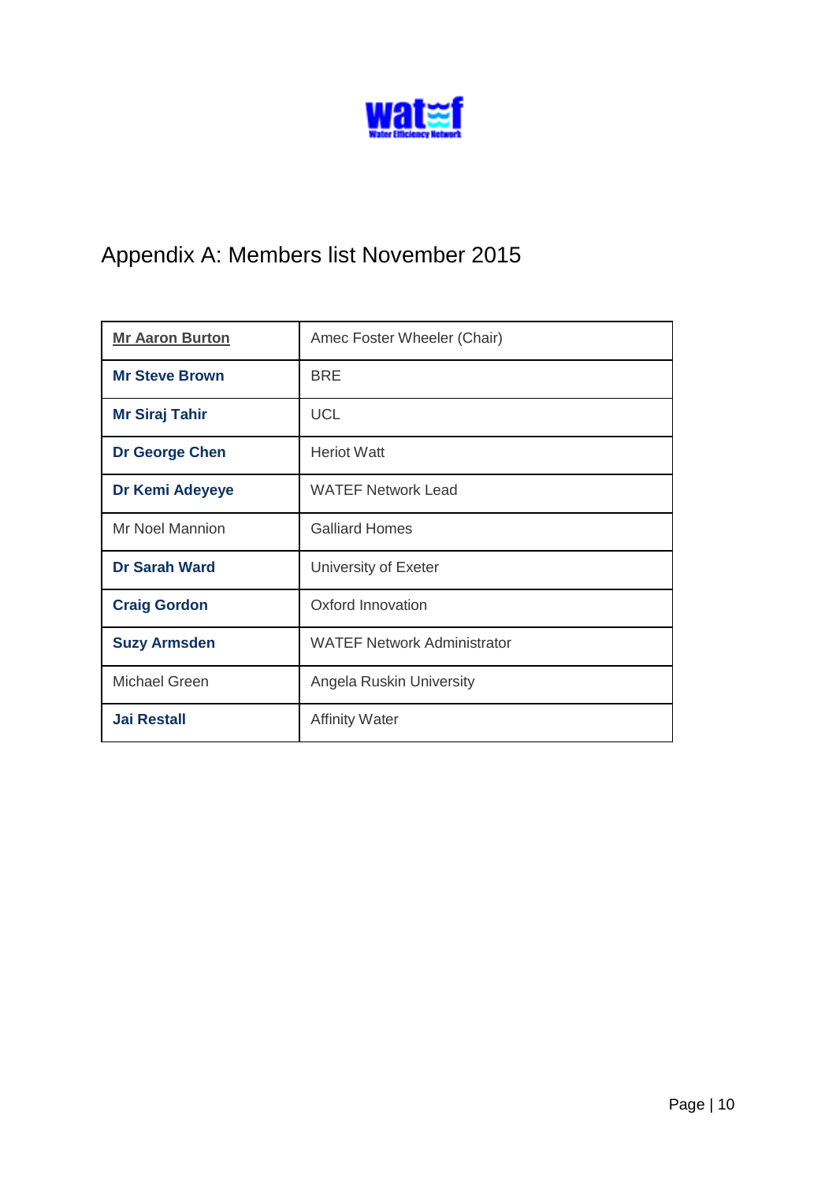# Appendix A: Members list November 2015

| | |
|---|---|
| **Mr Aaron Burton** | Amec Foster Wheeler (Chair) |
| **Mr Steve Brown** | BRE |
| **Mr Siraj Tahir** | UCL |
| **Dr George Chen** | Heriot Watt |
| **Dr Kemi Adeyeye** | WATEF Network Lead |
| Mr Noel Mannion | Galliard Homes |
| **Dr Sarah Ward** | University of Exeter |
| **Craig Gordon** | Oxford Innovation |
| **Suzy Armsden** | WATEF Network Administrator |
| Michael Green | Angela Ruskin University |
| **Jai Restall** | Affinity Water |